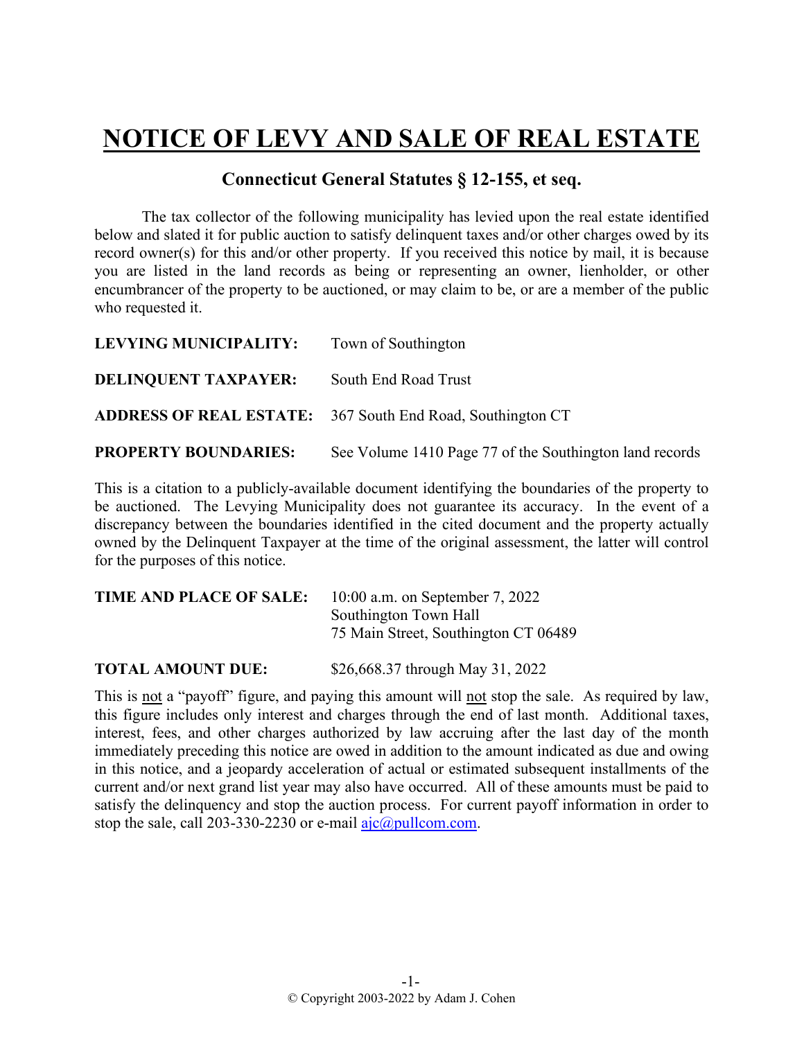# NOTICE OF LEVY AND SALE OF REAL ESTATE

## Connecticut General Statutes § 12-155, et seq.

The tax collector of the following municipality has levied upon the real estate identified below and slated it for public auction to satisfy delinquent taxes and/or other charges owed by its record owner(s) for this and/or other property. If you received this notice by mail, it is because you are listed in the land records as being or representing an owner, lienholder, or other encumbrancer of the property to be auctioned, or may claim to be, or are a member of the public who requested it.

**LEVYING MUNICIPALITY:** Town of Southington

**DELINQUENT TAXPAYER:** South End Road Trust

**ADDRESS OF REAL ESTATE:** 367 South End Road, Southington CT

**PROPERTY BOUNDARIES:** See Volume 1410 Page 77 of the Southington land records

This is a citation to a publicly-available document identifying the boundaries of the property to be auctioned. The Levying Municipality does not guarantee its accuracy. In the event of a discrepancy between the boundaries identified in the cited document and the property actually owned by the Delinquent Taxpayer at the time of the original assessment, the latter will control for the purposes of this notice.

**TIME AND PLACE OF SALE:** 10:00 a.m. on September 7, 2022
Southington Town Hall
75 Main Street, Southington CT 06489

**TOTAL AMOUNT DUE:** $26,668.37 through May 31, 2022

This is not a "payoff" figure, and paying this amount will not stop the sale. As required by law, this figure includes only interest and charges through the end of last month. Additional taxes, interest, fees, and other charges authorized by law accruing after the last day of the month immediately preceding this notice are owed in addition to the amount indicated as due and owing in this notice, and a jeopardy acceleration of actual or estimated subsequent installments of the current and/or next grand list year may also have occurred. All of these amounts must be paid to satisfy the delinquency and stop the auction process. For current payoff information in order to stop the sale, call 203-330-2230 or e-mail ajc@pullcom.com.

© Copyright 2003-2022 by Adam J. Cohen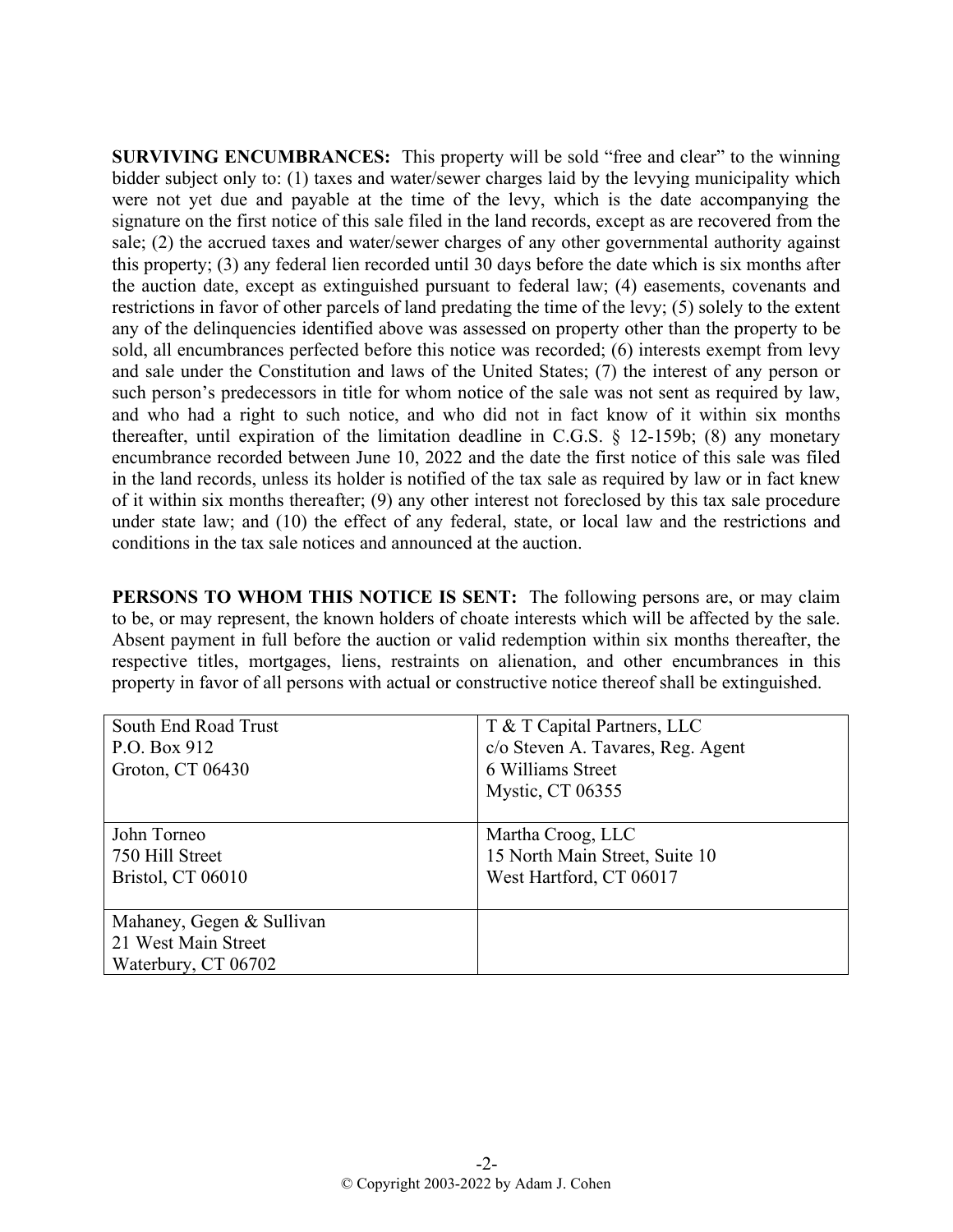**SURVIVING ENCUMBRANCES:** This property will be sold "free and clear" to the winning bidder subject only to: (1) taxes and water/sewer charges laid by the levying municipality which were not yet due and payable at the time of the levy, which is the date accompanying the signature on the first notice of this sale filed in the land records, except as are recovered from the sale; (2) the accrued taxes and water/sewer charges of any other governmental authority against this property; (3) any federal lien recorded until 30 days before the date which is six months after the auction date, except as extinguished pursuant to federal law; (4) easements, covenants and restrictions in favor of other parcels of land predating the time of the levy; (5) solely to the extent any of the delinquencies identified above was assessed on property other than the property to be sold, all encumbrances perfected before this notice was recorded; (6) interests exempt from levy and sale under the Constitution and laws of the United States; (7) the interest of any person or such person's predecessors in title for whom notice of the sale was not sent as required by law, and who had a right to such notice, and who did not in fact know of it within six months thereafter, until expiration of the limitation deadline in C.G.S. § 12-159b; (8) any monetary encumbrance recorded between June 10, 2022 and the date the first notice of this sale was filed in the land records, unless its holder is notified of the tax sale as required by law or in fact knew of it within six months thereafter; (9) any other interest not foreclosed by this tax sale procedure under state law; and (10) the effect of any federal, state, or local law and the restrictions and conditions in the tax sale notices and announced at the auction.

**PERSONS TO WHOM THIS NOTICE IS SENT:** The following persons are, or may claim to be, or may represent, the known holders of choate interests which will be affected by the sale. Absent payment in full before the auction or valid redemption within six months thereafter, the respective titles, mortgages, liens, restraints on alienation, and other encumbrances in this property in favor of all persons with actual or constructive notice thereof shall be extinguished.

| | |
|---|---|
| South End Road Trust<br>P.O. Box 912<br>Groton, CT 06430 | T & T Capital Partners, LLC<br>c/o Steven A. Tavares, Reg. Agent<br>6 Williams Street<br>Mystic, CT 06355 |
| John Torneo<br>750 Hill Street<br>Bristol, CT 06010 | Martha Croog, LLC<br>15 North Main Street, Suite 10<br>West Hartford, CT 06017 |
| Mahaney, Gegen & Sullivan<br>21 West Main Street<br>Waterbury, CT 06702 | |

© Copyright 2003-2022 by Adam J. Cohen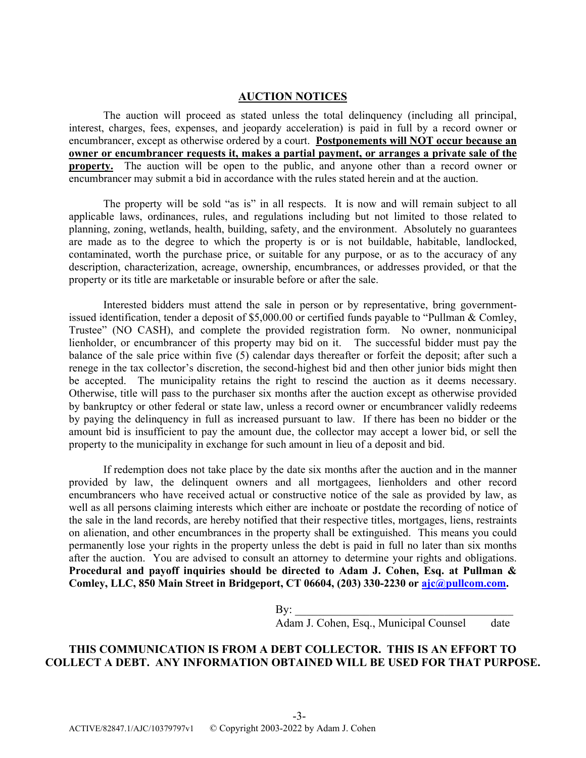## AUCTION NOTICES

The auction will proceed as stated unless the total delinquency (including all principal, interest, charges, fees, expenses, and jeopardy acceleration) is paid in full by a record owner or encumbrancer, except as otherwise ordered by a court. **Postponements will NOT occur because an owner or encumbrancer requests it, makes a partial payment, or arranges a private sale of the property.** The auction will be open to the public, and anyone other than a record owner or encumbrancer may submit a bid in accordance with the rules stated herein and at the auction.

The property will be sold "as is" in all respects. It is now and will remain subject to all applicable laws, ordinances, rules, and regulations including but not limited to those related to planning, zoning, wetlands, health, building, safety, and the environment. Absolutely no guarantees are made as to the degree to which the property is or is not buildable, habitable, landlocked, contaminated, worth the purchase price, or suitable for any purpose, or as to the accuracy of any description, characterization, acreage, ownership, encumbrances, or addresses provided, or that the property or its title are marketable or insurable before or after the sale.

Interested bidders must attend the sale in person or by representative, bring government-issued identification, tender a deposit of $5,000.00 or certified funds payable to "Pullman & Comley, Trustee" (NO CASH), and complete the provided registration form. No owner, nonmunicipal lienholder, or encumbrancer of this property may bid on it. The successful bidder must pay the balance of the sale price within five (5) calendar days thereafter or forfeit the deposit; after such a renege in the tax collector's discretion, the second-highest bid and then other junior bids might then be accepted. The municipality retains the right to rescind the auction as it deems necessary. Otherwise, title will pass to the purchaser six months after the auction except as otherwise provided by bankruptcy or other federal or state law, unless a record owner or encumbrancer validly redeems by paying the delinquency in full as increased pursuant to law. If there has been no bidder or the amount bid is insufficient to pay the amount due, the collector may accept a lower bid, or sell the property to the municipality in exchange for such amount in lieu of a deposit and bid.

If redemption does not take place by the date six months after the auction and in the manner provided by law, the delinquent owners and all mortgagees, lienholders and other record encumbrancers who have received actual or constructive notice of the sale as provided by law, as well as all persons claiming interests which either are inchoate or postdate the recording of notice of the sale in the land records, are hereby notified that their respective titles, mortgages, liens, restraints on alienation, and other encumbrances in the property shall be extinguished. This means you could permanently lose your rights in the property unless the debt is paid in full no later than six months after the auction. You are advised to consult an attorney to determine your rights and obligations. **Procedural and payoff inquiries should be directed to Adam J. Cohen, Esq. at Pullman & Comley, LLC, 850 Main Street in Bridgeport, CT 06604, (203) 330-2230 or ajc@pullcom.com.**

By: ____________________________________

Adam J. Cohen, Esq., Municipal Counsel        date

**THIS COMMUNICATION IS FROM A DEBT COLLECTOR. THIS IS AN EFFORT TO COLLECT A DEBT. ANY INFORMATION OBTAINED WILL BE USED FOR THAT PURPOSE.**

ACTIVE/82847.1/AJC/10379797v1        © Copyright 2003-2022 by Adam J. Cohen